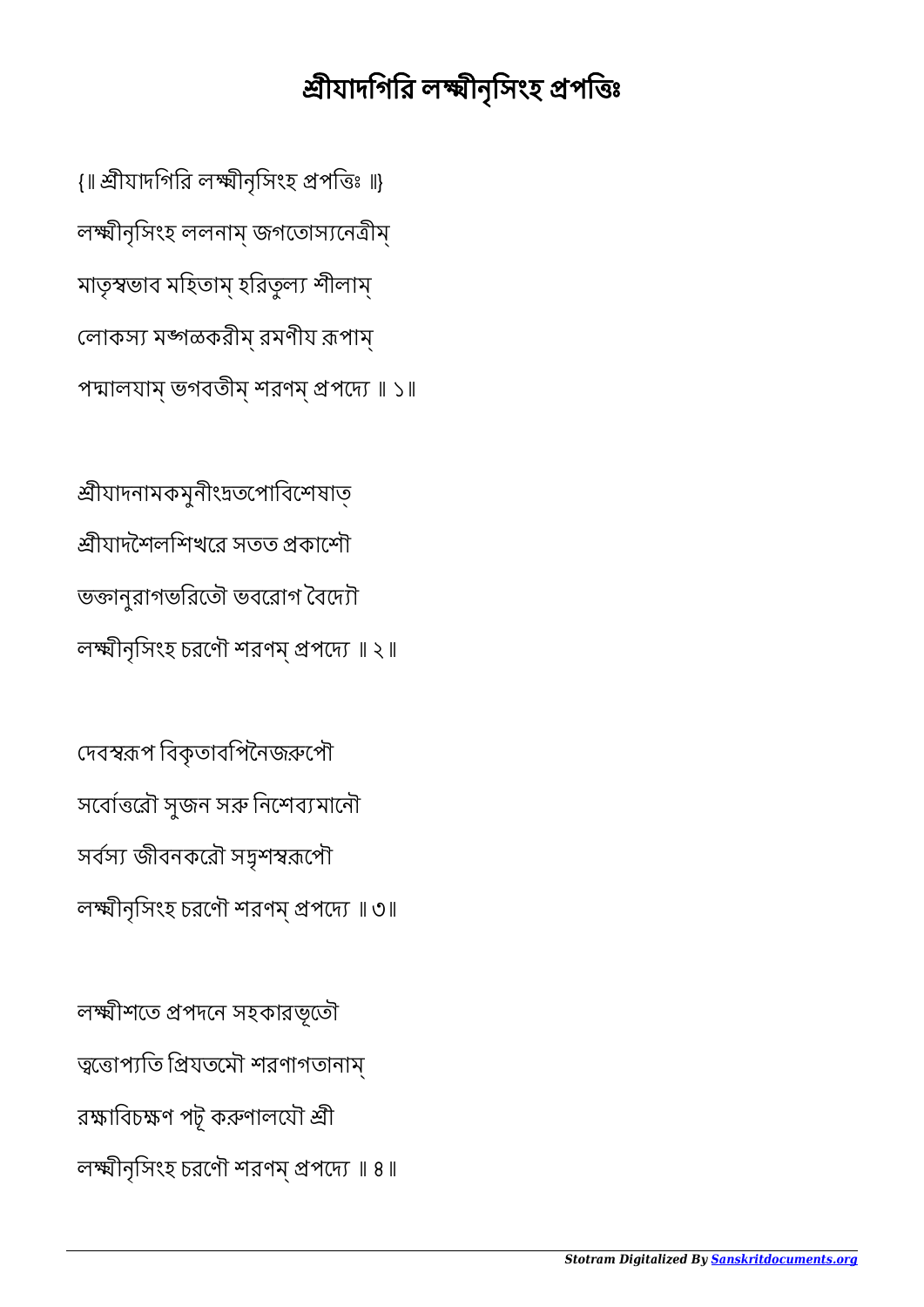# শ্রীযাদগিরি লক্ষ্মীনৃসিংহ প্রপত্তিঃ

{॥ শ্রীযাদগিরি লক্ষ্মীনৃসিংহ প্রপত্তিঃ ॥}

লক্ষ্মীনৃসিংহ ললনাম্ জগতোস্যনেত্রীম্

মাতৃস্বভাব মহিতাম্ হরিতুল্য শীলাম্

লোকস্য মঙ্গলকরীম্ রমণীয রূপাম্

পদ্মালযাম্ ভগবতীম্ শরণম্ প্রপদ্যে ॥ ১॥

শ্রীযাদনামকমুনীংদ্রতপোবিশেষাত্

শ্রীযাদশৈলশিখরে সতত প্রকাশৌ

ভক্তানুরাগভরিতৌ ভবরোগ বৈদ্যৌ

লক্ষ্মীনৃসিংহ চরণৌ শরণম্ প্রপদ্যে ॥ ২ ॥

দেবস্বরূপ বিকৃতাবপিনৈজরুপৌ

সর্বোত্তরৌ সুজন সরু নিশেব্যমানৌ

সর্বস্য জীবনকরৌ সদৃশস্বরূপৌ

লক্ষ্মীনৃসিংহ চরণৌ শরণম্ প্রপদ্যে ॥ ৩॥

লক্ষ্মীশতে প্রপদনে সহকারভূতৌ

ত্বত্তোপ্যতি প্রিযতমৌ শরণাগতানাম্

রক্ষাবিচক্ষণ পটূ করুণালযৌ শ্রী

লক্ষ্মীনৃসিংহ চরণৌ শরণম্ প্রপদ্যে ॥ ৪ ॥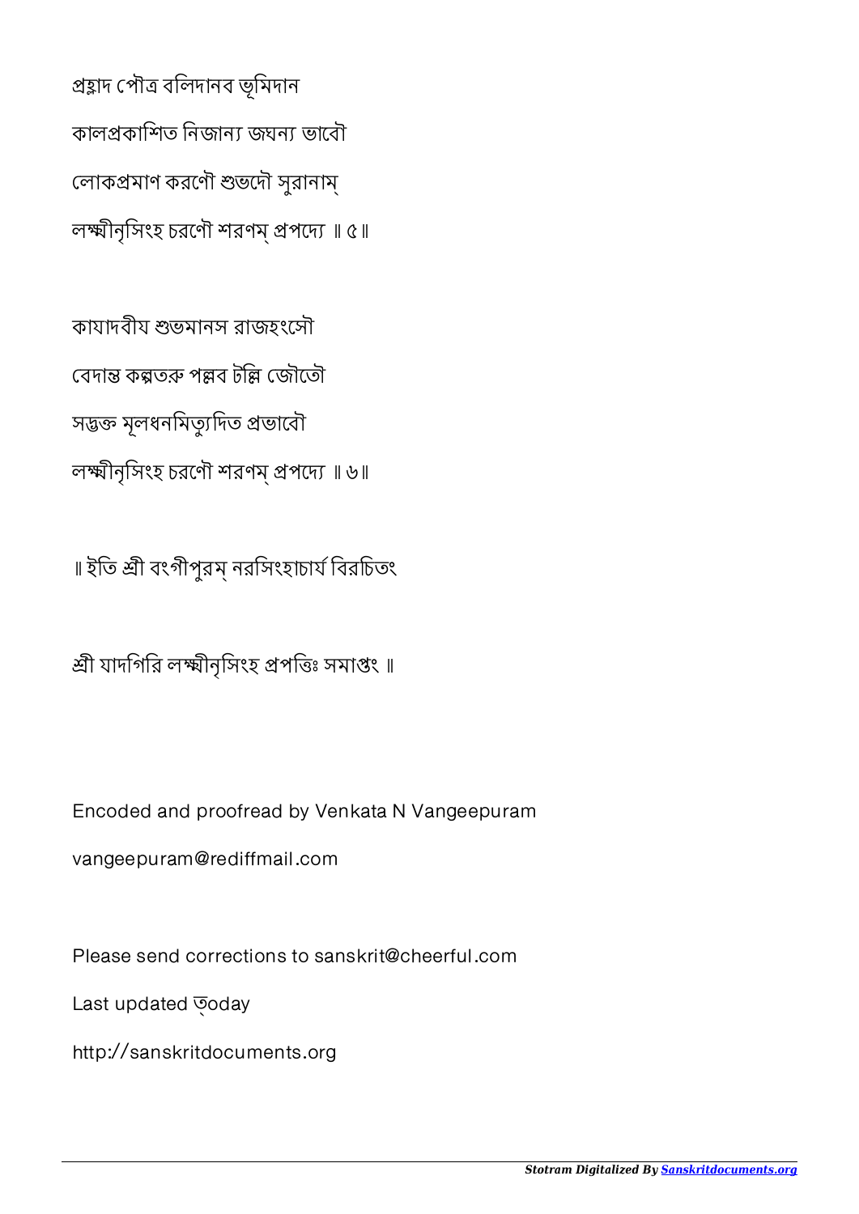প্রহ্লাদ পৌত্র বলিদানব ভূমিদান

কালপ্রকাশিত নিজান্য জঘন্য ভাবৌ

লোকপ্রমাণ করণৌ শুভদৌ সুরানাম্

লক্ষ্মীনৃসিংহ চরণৌ শরণম্ প্রপদ্যে ॥ ৫॥

কাযাদবীয শুভমানস রাজহংসৌ

বেদান্ত কল্পতরু পল্লব টল্লি জৌতৌ

সদ্ভক্ত মূলধনমিত্যুদিত প্রভাবৌ

লক্ষ্মীনৃসিংহ চরণৌ শরণম্ প্রপদ্যে ॥ ৬॥

॥ ইতি শ্রী বংগীপুরম্ নরসিংহাচার্য বিরচিতং

শ্রী যাদগিরি লক্ষ্মীনৃসিংহ প্রপত্তিঃ সমাপ্তং ॥

Encoded and proofread by Venkata N Vangeepuram

vangeepuram@rediffmail.com

Please send corrections to sanskrit@cheerful.com

Last updated ত্oday

http://sanskritdocuments.org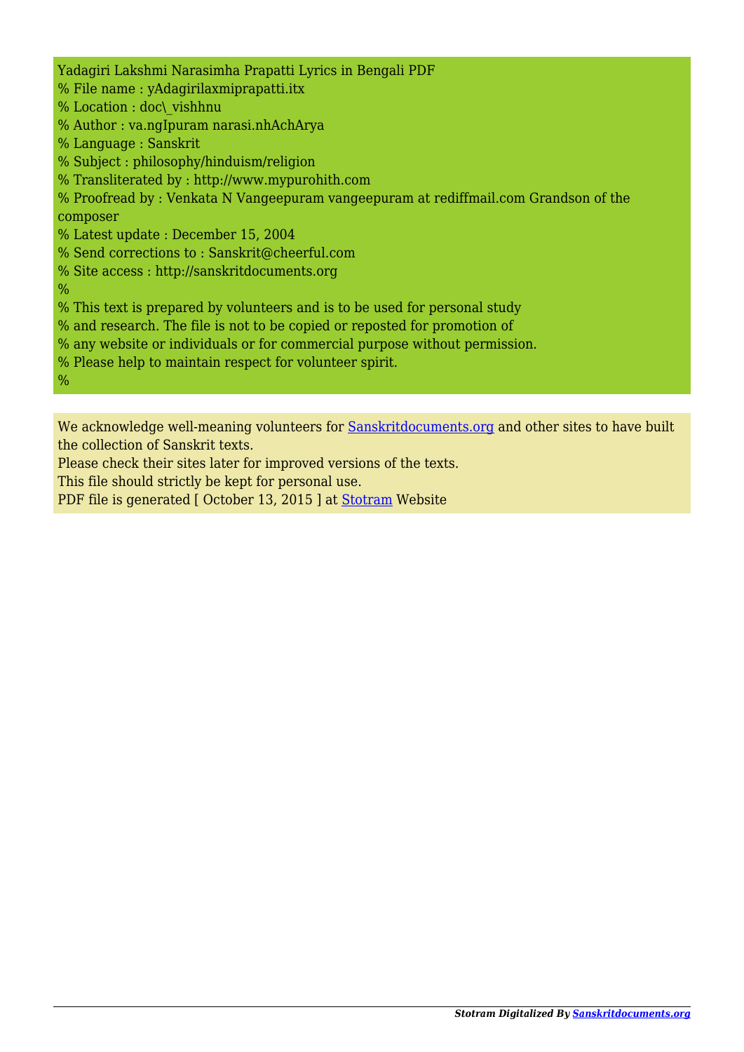Yadagiri Lakshmi Narasimha Prapatti Lyrics in Bengali PDF
% File name : yAdagirilaxmiprapatti.itx
% Location : doc\_vishhnu
% Author : va.ngIpuram narasi.nhAchArya
% Language : Sanskrit
% Subject : philosophy/hinduism/religion
% Transliterated by : http://www.mypurohith.com
% Proofread by : Venkata N Vangeepuram vangeepuram at rediffmail.com Grandson of the composer
% Latest update : December 15, 2004
% Send corrections to : Sanskrit@cheerful.com
% Site access : http://sanskritdocuments.org
%
% This text is prepared by volunteers and is to be used for personal study
% and research. The file is not to be copied or reposted for promotion of
% any website or individuals or for commercial purpose without permission.
% Please help to maintain respect for volunteer spirit.
%

We acknowledge well-meaning volunteers for Sanskritdocuments.org and other sites to have built the collection of Sanskrit texts.
Please check their sites later for improved versions of the texts.
This file should strictly be kept for personal use.
PDF file is generated [ October 13, 2015 ] at Stotram Website